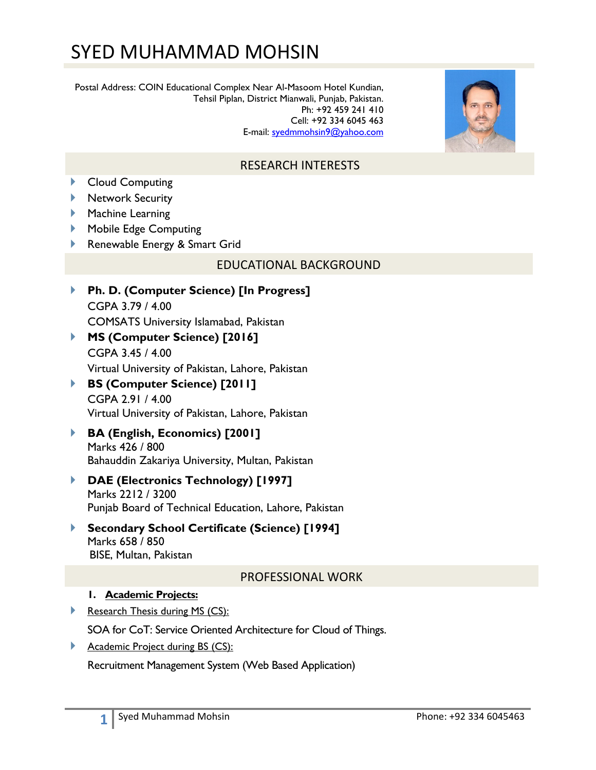# SYED MUHAMMAD MOHSIN

Postal Address: COIN Educational Complex Near Al-Masoom Hotel Kundian,
Tehsil Piplan, District Mianwali, Punjab, Pakistan.
Ph: +92 459 241 410
Cell: +92 334 6045 463
E-mail: syedmmohsin9@yahoo.com

## RESEARCH INTERESTS

- Cloud Computing
- Network Security
- Machine Learning
- Mobile Edge Computing
- Renewable Energy & Smart Grid

## EDUCATIONAL BACKGROUND

- **Ph. D. (Computer Science) [In Progress]**
  CGPA 3.79 / 4.00
  COMSATS University Islamabad, Pakistan
- **MS (Computer Science) [2016]**
  CGPA 3.45 / 4.00
  Virtual University of Pakistan, Lahore, Pakistan
- **BS (Computer Science) [2011]**
  CGPA 2.91 / 4.00
  Virtual University of Pakistan, Lahore, Pakistan
- **BA (English, Economics) [2001]**
  Marks 426 / 800
  Bahauddin Zakariya University, Multan, Pakistan
- **DAE (Electronics Technology) [1997]**
  Marks 2212 / 3200
  Punjab Board of Technical Education, Lahore, Pakistan
- **Secondary School Certificate (Science) [1994]**
  Marks 658 / 850
  BISE, Multan, Pakistan

## PROFESSIONAL WORK

1. **Academic Projects:**

- Research Thesis during MS (CS):

  SOA for CoT: Service Oriented Architecture for Cloud of Things.

- Academic Project during BS (CS):

  Recruitment Management System (Web Based Application)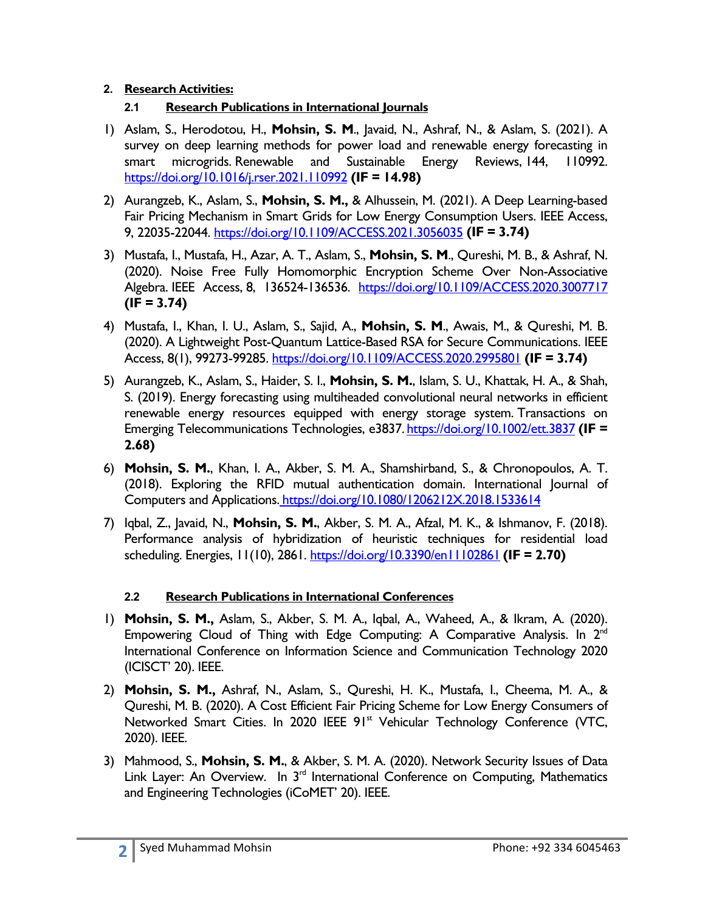## 2. Research Activities:

### 2.1 Research Publications in International Journals

1) Aslam, S., Herodotou, H., **Mohsin, S. M**., Javaid, N., Ashraf, N., & Aslam, S. (2021). A survey on deep learning methods for power load and renewable energy forecasting in smart microgrids. Renewable and Sustainable Energy Reviews, 144, 110992. https://doi.org/10.1016/j.rser.2021.110992 **(IF = 14.98)**

2) Aurangzeb, K., Aslam, S., **Mohsin, S. M.,** & Alhussein, M. (2021). A Deep Learning-based Fair Pricing Mechanism in Smart Grids for Low Energy Consumption Users. IEEE Access, 9, 22035-22044. https://doi.org/10.1109/ACCESS.2021.3056035 **(IF = 3.74)**

3) Mustafa, I., Mustafa, H., Azar, A. T., Aslam, S., **Mohsin, S. M**., Qureshi, M. B., & Ashraf, N. (2020). Noise Free Fully Homomorphic Encryption Scheme Over Non-Associative Algebra. IEEE Access, 8, 136524-136536. https://doi.org/10.1109/ACCESS.2020.3007717 **(IF = 3.74)**

4) Mustafa, I., Khan, I. U., Aslam, S., Sajid, A., **Mohsin, S. M**., Awais, M., & Qureshi, M. B. (2020). A Lightweight Post-Quantum Lattice-Based RSA for Secure Communications. IEEE Access, 8(1), 99273-99285. https://doi.org/10.1109/ACCESS.2020.2995801 **(IF = 3.74)**

5) Aurangzeb, K., Aslam, S., Haider, S. I., **Mohsin, S. M.**, Islam, S. U., Khattak, H. A., & Shah, S. (2019). Energy forecasting using multiheaded convolutional neural networks in efficient renewable energy resources equipped with energy storage system. Transactions on Emerging Telecommunications Technologies, e3837. https://doi.org/10.1002/ett.3837 **(IF = 2.68)**

6) **Mohsin, S. M.**, Khan, I. A., Akber, S. M. A., Shamshirband, S., & Chronopoulos, A. T. (2018). Exploring the RFID mutual authentication domain. International Journal of Computers and Applications. https://doi.org/10.1080/1206212X.2018.1533614

7) Iqbal, Z., Javaid, N., **Mohsin, S. M.**, Akber, S. M. A., Afzal, M. K., & Ishmanov, F. (2018). Performance analysis of hybridization of heuristic techniques for residential load scheduling. Energies, 11(10), 2861. https://doi.org/10.3390/en11102861 **(IF = 2.70)**

### 2.2 Research Publications in International Conferences

1) **Mohsin, S. M.,** Aslam, S., Akber, S. M. A., Iqbal, A., Waheed, A., & Ikram, A. (2020). Empowering Cloud of Thing with Edge Computing: A Comparative Analysis. In 2nd International Conference on Information Science and Communication Technology 2020 (ICISCT' 20). IEEE.

2) **Mohsin, S. M.,** Ashraf, N., Aslam, S., Qureshi, H. K., Mustafa, I., Cheema, M. A., & Qureshi, M. B. (2020). A Cost Efficient Fair Pricing Scheme for Low Energy Consumers of Networked Smart Cities. In 2020 IEEE 91st Vehicular Technology Conference (VTC, 2020). IEEE.

3) Mahmood, S., **Mohsin, S. M.**, & Akber, S. M. A. (2020). Network Security Issues of Data Link Layer: An Overview. In 3rd International Conference on Computing, Mathematics and Engineering Technologies (iCoMET' 20). IEEE.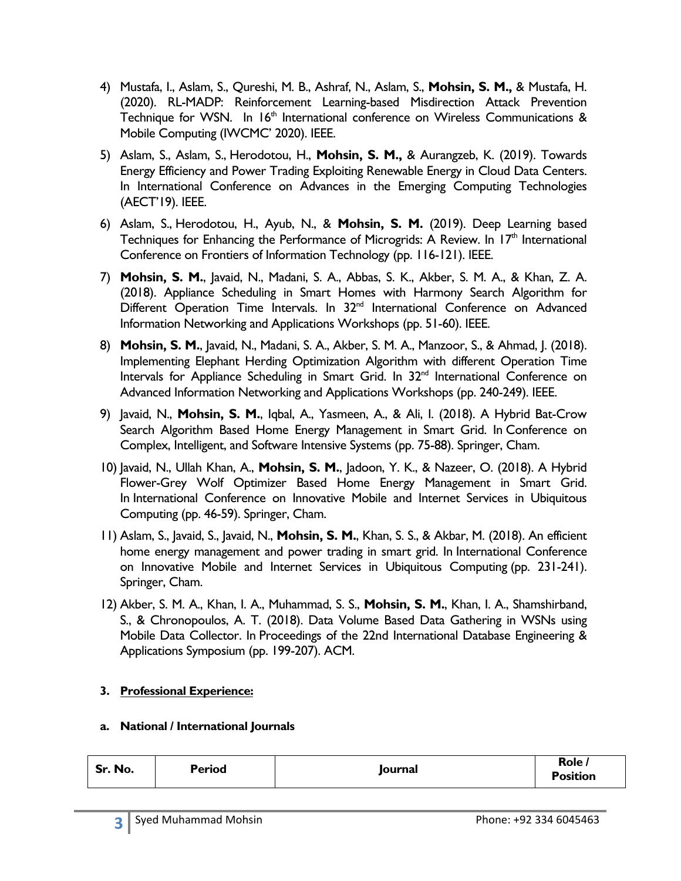4) Mustafa, I., Aslam, S., Qureshi, M. B., Ashraf, N., Aslam, S., **Mohsin, S. M.,** & Mustafa, H. (2020). RL-MADP: Reinforcement Learning-based Misdirection Attack Prevention Technique for WSN. In 16th International conference on Wireless Communications & Mobile Computing (IWCMC' 2020). IEEE.

5) Aslam, S., Aslam, S., Herodotou, H., **Mohsin, S. M.,** & Aurangzeb, K. (2019). Towards Energy Efficiency and Power Trading Exploiting Renewable Energy in Cloud Data Centers. In International Conference on Advances in the Emerging Computing Technologies (AECT'19). IEEE.

6) Aslam, S., Herodotou, H., Ayub, N., & **Mohsin, S. M.** (2019). Deep Learning based Techniques for Enhancing the Performance of Microgrids: A Review. In 17th International Conference on Frontiers of Information Technology (pp. 116-121). IEEE.

7) **Mohsin, S. M.**, Javaid, N., Madani, S. A., Abbas, S. K., Akber, S. M. A., & Khan, Z. A. (2018). Appliance Scheduling in Smart Homes with Harmony Search Algorithm for Different Operation Time Intervals. In 32nd International Conference on Advanced Information Networking and Applications Workshops (pp. 51-60). IEEE.

8) **Mohsin, S. M.**, Javaid, N., Madani, S. A., Akber, S. M. A., Manzoor, S., & Ahmad, J. (2018). Implementing Elephant Herding Optimization Algorithm with different Operation Time Intervals for Appliance Scheduling in Smart Grid. In 32nd International Conference on Advanced Information Networking and Applications Workshops (pp. 240-249). IEEE.

9) Javaid, N., **Mohsin, S. M.**, Iqbal, A., Yasmeen, A., & Ali, I. (2018). A Hybrid Bat-Crow Search Algorithm Based Home Energy Management in Smart Grid. In Conference on Complex, Intelligent, and Software Intensive Systems (pp. 75-88). Springer, Cham.

10) Javaid, N., Ullah Khan, A., **Mohsin, S. M.**, Jadoon, Y. K., & Nazeer, O. (2018). A Hybrid Flower-Grey Wolf Optimizer Based Home Energy Management in Smart Grid. In International Conference on Innovative Mobile and Internet Services in Ubiquitous Computing (pp. 46-59). Springer, Cham.

11) Aslam, S., Javaid, S., Javaid, N., **Mohsin, S. M.**, Khan, S. S., & Akbar, M. (2018). An efficient home energy management and power trading in smart grid. In International Conference on Innovative Mobile and Internet Services in Ubiquitous Computing (pp. 231-241). Springer, Cham.

12) Akber, S. M. A., Khan, I. A., Muhammad, S. S., **Mohsin, S. M.**, Khan, I. A., Shamshirband, S., & Chronopoulos, A. T. (2018). Data Volume Based Data Gathering in WSNs using Mobile Data Collector. In Proceedings of the 22nd International Database Engineering & Applications Symposium (pp. 199-207). ACM.

## 3. Professional Experience:

### a. National / International Journals

| Sr. No. | Period | Journal | Role / Position |
| --- | --- | --- | --- |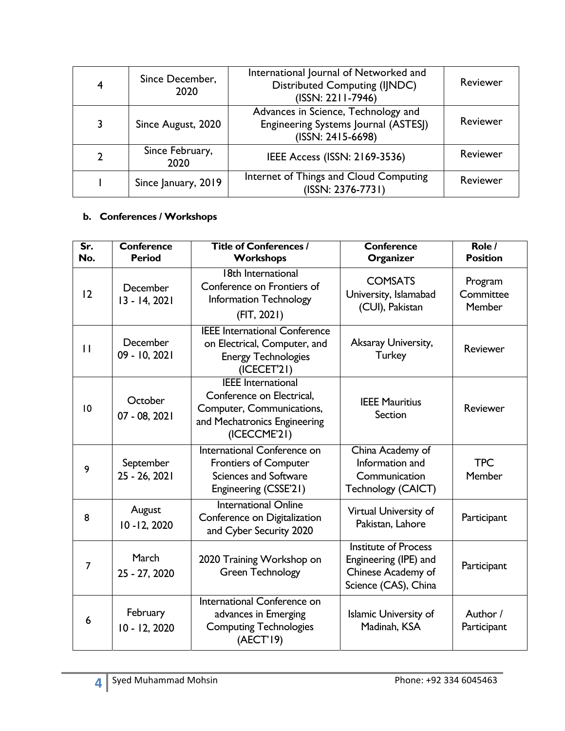| 4 | Since December, 2020 | International Journal of Networked and Distributed Computing (IJNDC) (ISSN: 2211-7946) | Reviewer |
|---|---|---|---|
| 3 | Since August, 2020 | Advances in Science, Technology and Engineering Systems Journal (ASTESJ) (ISSN: 2415-6698) | Reviewer |
| 2 | Since February, 2020 | IEEE Access (ISSN: 2169-3536) | Reviewer |
| 1 | Since January, 2019 | Internet of Things and Cloud Computing (ISSN: 2376-7731) | Reviewer |

**b. Conferences / Workshops**

| Sr. No. | Conference Period | Title of Conferences / Workshops | Conference Organizer | Role / Position |
|---|---|---|---|---|
| 12 | December 13 - 14, 2021 | 18th International Conference on Frontiers of Information Technology (FIT, 2021) | COMSATS University, Islamabad (CUI), Pakistan | Program Committee Member |
| 11 | December 09 - 10, 2021 | IEEE International Conference on Electrical, Computer, and Energy Technologies (ICECET'21) | Aksaray University, Turkey | Reviewer |
| 10 | October 07 - 08, 2021 | IEEE International Conference on Electrical, Computer, Communications, and Mechatronics Engineering (ICECCME'21) | IEEE Mauritius Section | Reviewer |
| 9 | September 25 - 26, 2021 | International Conference on Frontiers of Computer Sciences and Software Engineering (CSSE'21) | China Academy of Information and Communication Technology (CAICT) | TPC Member |
| 8 | August 10 -12, 2020 | International Online Conference on Digitalization and Cyber Security 2020 | Virtual University of Pakistan, Lahore | Participant |
| 7 | March 25 - 27, 2020 | 2020 Training Workshop on Green Technology | Institute of Process Engineering (IPE) and Chinese Academy of Science (CAS), China | Participant |
| 6 | February 10 - 12, 2020 | International Conference on advances in Emerging Computing Technologies (AECT'19) | Islamic University of Madinah, KSA | Author / Participant |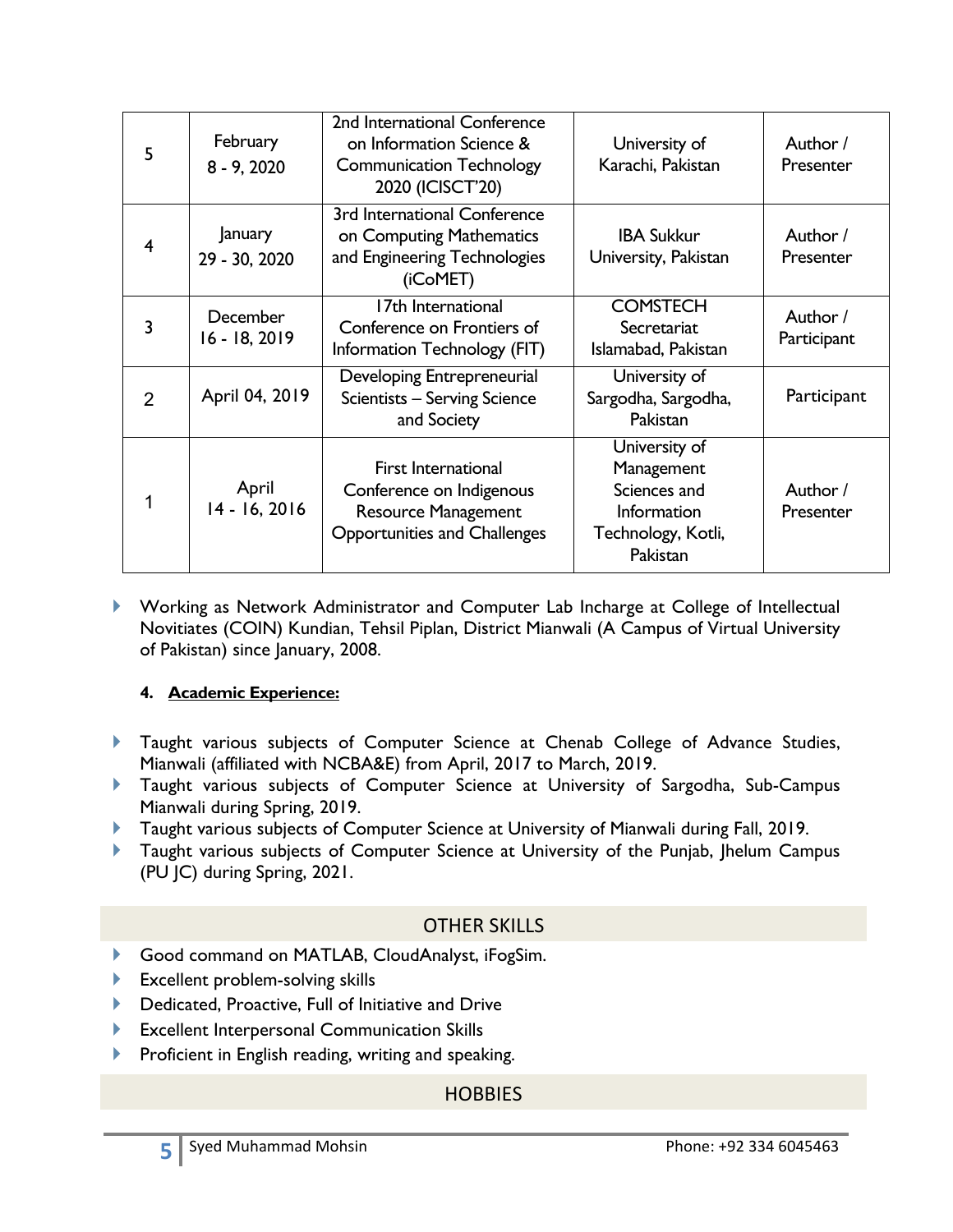| 5 | February 8 - 9, 2020 | 2nd International Conference on Information Science & Communication Technology 2020 (ICISCT'20) | University of Karachi, Pakistan | Author / Presenter |
|---|---|---|---|---|
| 4 | January 29 - 30, 2020 | 3rd International Conference on Computing Mathematics and Engineering Technologies (iCoMET) | IBA Sukkur University, Pakistan | Author / Presenter |
| 3 | December 16 - 18, 2019 | 17th International Conference on Frontiers of Information Technology (FIT) | COMSTECH Secretariat Islamabad, Pakistan | Author / Participant |
| 2 | April 04, 2019 | Developing Entrepreneurial Scientists – Serving Science and Society | University of Sargodha, Sargodha, Pakistan | Participant |
| 1 | April 14 - 16, 2016 | First International Conference on Indigenous Resource Management Opportunities and Challenges | University of Management Sciences and Information Technology, Kotli, Pakistan | Author / Presenter |

- Working as Network Administrator and Computer Lab Incharge at College of Intellectual Novitiates (COIN) Kundian, Tehsil Piplan, District Mianwali (A Campus of Virtual University of Pakistan) since January, 2008.

#### 4. **Academic Experience:**

- Taught various subjects of Computer Science at Chenab College of Advance Studies, Mianwali (affiliated with NCBA&E) from April, 2017 to March, 2019.
- Taught various subjects of Computer Science at University of Sargodha, Sub-Campus Mianwali during Spring, 2019.
- Taught various subjects of Computer Science at University of Mianwali during Fall, 2019.
- Taught various subjects of Computer Science at University of the Punjab, Jhelum Campus (PU JC) during Spring, 2021.

## OTHER SKILLS

- Good command on MATLAB, CloudAnalyst, iFogSim.
- Excellent problem-solving skills
- Dedicated, Proactive, Full of Initiative and Drive
- Excellent Interpersonal Communication Skills
- Proficient in English reading, writing and speaking.

## HOBBIES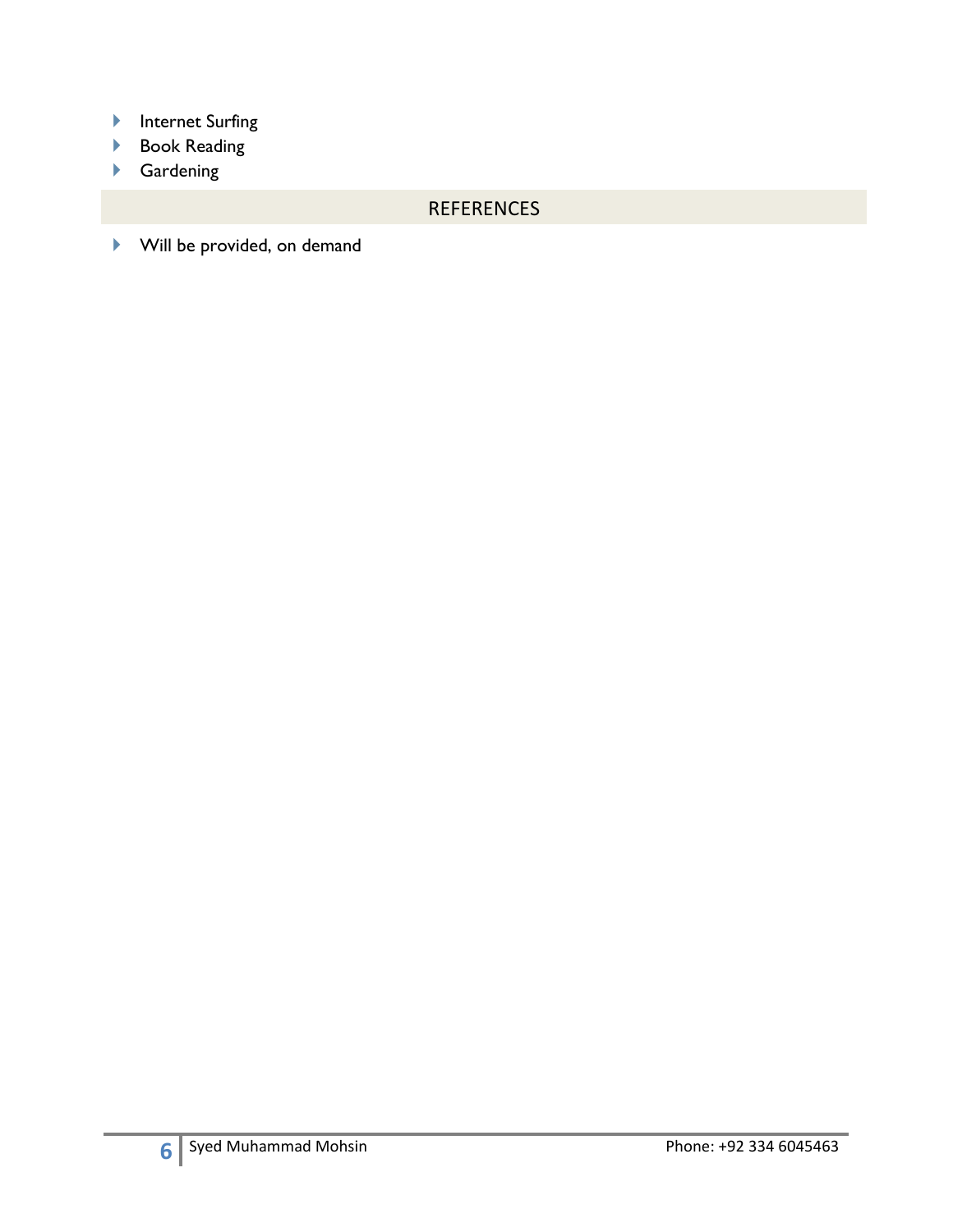- Internet Surfing
- Book Reading
- Gardening

## REFERENCES

- Will be provided, on demand